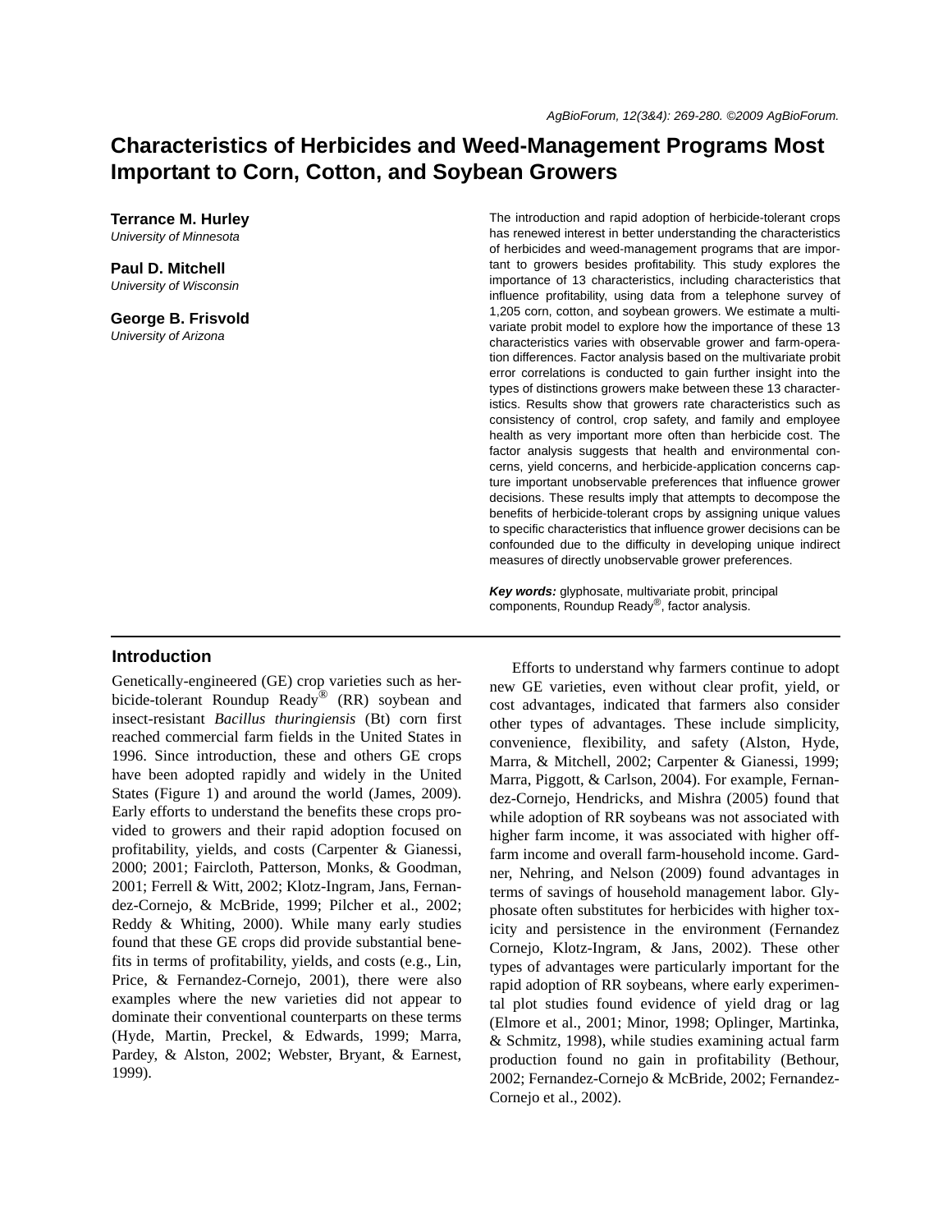# Characteristics of Herbicides and Weed-Management Programs Most Important to Corn, Cotton, and Soybean Growers

**Terrance M. Hurley**
*University of Minnesota*

**Paul D. Mitchell**
*University of Wisconsin*

**George B. Frisvold**
*University of Arizona*

The introduction and rapid adoption of herbicide-tolerant crops has renewed interest in better understanding the characteristics of herbicides and weed-management programs that are important to growers besides profitability. This study explores the importance of 13 characteristics, including characteristics that influence profitability, using data from a telephone survey of 1,205 corn, cotton, and soybean growers. We estimate a multivariate probit model to explore how the importance of these 13 characteristics varies with observable grower and farm-operation differences. Factor analysis based on the multivariate probit error correlations is conducted to gain further insight into the types of distinctions growers make between these 13 characteristics. Results show that growers rate characteristics such as consistency of control, crop safety, and family and employee health as very important more often than herbicide cost. The factor analysis suggests that health and environmental concerns, yield concerns, and herbicide-application concerns capture important unobservable preferences that influence grower decisions. These results imply that attempts to decompose the benefits of herbicide-tolerant crops by assigning unique values to specific characteristics that influence grower decisions can be confounded due to the difficulty in developing unique indirect measures of directly unobservable grower preferences.

***Key words:*** glyphosate, multivariate probit, principal components, Roundup Ready®, factor analysis.

## Introduction

Genetically-engineered (GE) crop varieties such as herbicide-tolerant Roundup Ready® (RR) soybean and insect-resistant *Bacillus thuringiensis* (Bt) corn first reached commercial farm fields in the United States in 1996. Since introduction, these and others GE crops have been adopted rapidly and widely in the United States (Figure 1) and around the world (James, 2009). Early efforts to understand the benefits these crops provided to growers and their rapid adoption focused on profitability, yields, and costs (Carpenter & Gianessi, 2000; 2001; Faircloth, Patterson, Monks, & Goodman, 2001; Ferrell & Witt, 2002; Klotz-Ingram, Jans, Fernandez-Cornejo, & McBride, 1999; Pilcher et al., 2002; Reddy & Whiting, 2000). While many early studies found that these GE crops did provide substantial benefits in terms of profitability, yields, and costs (e.g., Lin, Price, & Fernandez-Cornejo, 2001), there were also examples where the new varieties did not appear to dominate their conventional counterparts on these terms (Hyde, Martin, Preckel, & Edwards, 1999; Marra, Pardey, & Alston, 2002; Webster, Bryant, & Earnest, 1999).

Efforts to understand why farmers continue to adopt new GE varieties, even without clear profit, yield, or cost advantages, indicated that farmers also consider other types of advantages. These include simplicity, convenience, flexibility, and safety (Alston, Hyde, Marra, & Mitchell, 2002; Carpenter & Gianessi, 1999; Marra, Piggott, & Carlson, 2004). For example, Fernandez-Cornejo, Hendricks, and Mishra (2005) found that while adoption of RR soybeans was not associated with higher farm income, it was associated with higher off-farm income and overall farm-household income. Gardner, Nehring, and Nelson (2009) found advantages in terms of savings of household management labor. Glyphosate often substitutes for herbicides with higher toxicity and persistence in the environment (Fernandez Cornejo, Klotz-Ingram, & Jans, 2002). These other types of advantages were particularly important for the rapid adoption of RR soybeans, where early experimental plot studies found evidence of yield drag or lag (Elmore et al., 2001; Minor, 1998; Oplinger, Martinka, & Schmitz, 1998), while studies examining actual farm production found no gain in profitability (Bethour, 2002; Fernandez-Cornejo & McBride, 2002; Fernandez-Cornejo et al., 2002).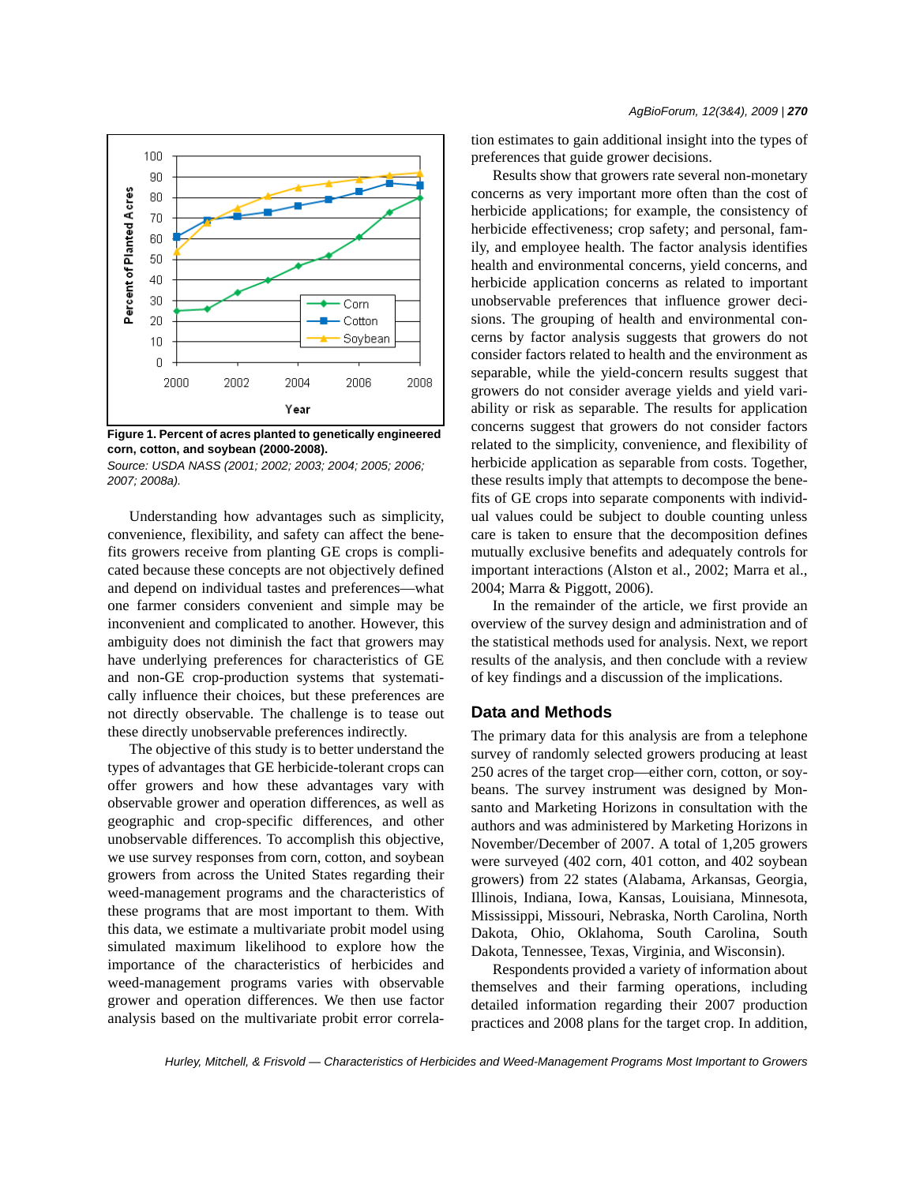Figure 1. Percent of acres planted to genetically engineered corn, cotton, and soybean (2000-2008).

*Source: USDA NASS (2001; 2002; 2003; 2004; 2005; 2006; 2007; 2008a).*

Understanding how advantages such as simplicity, convenience, flexibility, and safety can affect the benefits growers receive from planting GE crops is complicated because these concepts are not objectively defined and depend on individual tastes and preferences—what one farmer considers convenient and simple may be inconvenient and complicated to another. However, this ambiguity does not diminish the fact that growers may have underlying preferences for characteristics of GE and non-GE crop-production systems that systematically influence their choices, but these preferences are not directly observable. The challenge is to tease out these directly unobservable preferences indirectly.

The objective of this study is to better understand the types of advantages that GE herbicide-tolerant crops can offer growers and how these advantages vary with observable grower and operation differences, as well as geographic and crop-specific differences, and other unobservable differences. To accomplish this objective, we use survey responses from corn, cotton, and soybean growers from across the United States regarding their weed-management programs and the characteristics of these programs that are most important to them. With this data, we estimate a multivariate probit model using simulated maximum likelihood to explore how the importance of the characteristics of herbicides and weed-management programs varies with observable grower and operation differences. We then use factor analysis based on the multivariate probit error correlation estimates to gain additional insight into the types of preferences that guide grower decisions.

Results show that growers rate several non-monetary concerns as very important more often than the cost of herbicide applications; for example, the consistency of herbicide effectiveness; crop safety; and personal, family, and employee health. The factor analysis identifies health and environmental concerns, yield concerns, and herbicide application concerns as related to important unobservable preferences that influence grower decisions. The grouping of health and environmental concerns by factor analysis suggests that growers do not consider factors related to health and the environment as separable, while the yield-concern results suggest that growers do not consider average yields and yield variability or risk as separable. The results for application concerns suggest that growers do not consider factors related to the simplicity, convenience, and flexibility of herbicide application as separable from costs. Together, these results imply that attempts to decompose the benefits of GE crops into separate components with individual values could be subject to double counting unless care is taken to ensure that the decomposition defines mutually exclusive benefits and adequately controls for important interactions (Alston et al., 2002; Marra et al., 2004; Marra & Piggott, 2006).

In the remainder of the article, we first provide an overview of the survey design and administration and of the statistical methods used for analysis. Next, we report results of the analysis, and then conclude with a review of key findings and a discussion of the implications.

## Data and Methods

The primary data for this analysis are from a telephone survey of randomly selected growers producing at least 250 acres of the target crop—either corn, cotton, or soybeans. The survey instrument was designed by Monsanto and Marketing Horizons in consultation with the authors and was administered by Marketing Horizons in November/December of 2007. A total of 1,205 growers were surveyed (402 corn, 401 cotton, and 402 soybean growers) from 22 states (Alabama, Arkansas, Georgia, Illinois, Indiana, Iowa, Kansas, Louisiana, Minnesota, Mississippi, Missouri, Nebraska, North Carolina, North Dakota, Ohio, Oklahoma, South Carolina, South Dakota, Tennessee, Texas, Virginia, and Wisconsin).

Respondents provided a variety of information about themselves and their farming operations, including detailed information regarding their 2007 production practices and 2008 plans for the target crop. In addition,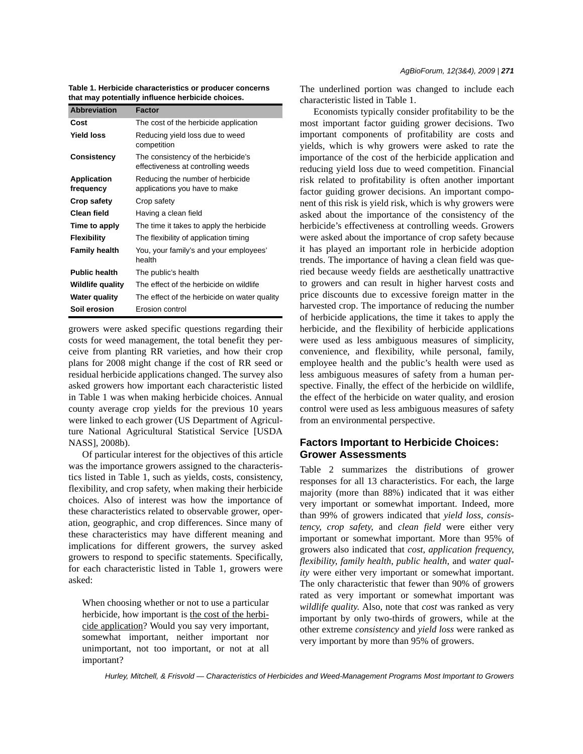**Table 1. Herbicide characteristics or producer concerns that may potentially influence herbicide choices.**

| Abbreviation | Factor |
|---|---|
| **Cost** | The cost of the herbicide application |
| **Yield loss** | Reducing yield loss due to weed competition |
| **Consistency** | The consistency of the herbicide's effectiveness at controlling weeds |
| **Application frequency** | Reducing the number of herbicide applications you have to make |
| **Crop safety** | Crop safety |
| **Clean field** | Having a clean field |
| **Time to apply** | The time it takes to apply the herbicide |
| **Flexibility** | The flexibility of application timing |
| **Family health** | You, your family's and your employees' health |
| **Public health** | The public's health |
| **Wildlife quality** | The effect of the herbicide on wildlife |
| **Water quality** | The effect of the herbicide on water quality |
| **Soil erosion** | Erosion control |

growers were asked specific questions regarding their costs for weed management, the total benefit they perceive from planting RR varieties, and how their crop plans for 2008 might change if the cost of RR seed or residual herbicide applications changed. The survey also asked growers how important each characteristic listed in Table 1 was when making herbicide choices. Annual county average crop yields for the previous 10 years were linked to each grower (US Department of Agriculture National Agricultural Statistical Service [USDA NASS], 2008b).

Of particular interest for the objectives of this article was the importance growers assigned to the characteristics listed in Table 1, such as yields, costs, consistency, flexibility, and crop safety, when making their herbicide choices. Also of interest was how the importance of these characteristics related to observable grower, operation, geographic, and crop differences. Since many of these characteristics may have different meaning and implications for different growers, the survey asked growers to respond to specific statements. Specifically, for each characteristic listed in Table 1, growers were asked:

> When choosing whether or not to use a particular herbicide, how important is <u>the cost of the herbicide application</u>? Would you say very important, somewhat important, neither important nor unimportant, not too important, or not at all important?

The underlined portion was changed to include each characteristic listed in Table 1.

Economists typically consider profitability to be the most important factor guiding grower decisions. Two important components of profitability are costs and yields, which is why growers were asked to rate the importance of the cost of the herbicide application and reducing yield loss due to weed competition. Financial risk related to profitability is often another important factor guiding grower decisions. An important component of this risk is yield risk, which is why growers were asked about the importance of the consistency of the herbicide's effectiveness at controlling weeds. Growers were asked about the importance of crop safety because it has played an important role in herbicide adoption trends. The importance of having a clean field was queried because weedy fields are aesthetically unattractive to growers and can result in higher harvest costs and price discounts due to excessive foreign matter in the harvested crop. The importance of reducing the number of herbicide applications, the time it takes to apply the herbicide, and the flexibility of herbicide applications were used as less ambiguous measures of simplicity, convenience, and flexibility, while personal, family, employee health and the public's health were used as less ambiguous measures of safety from a human perspective. Finally, the effect of the herbicide on wildlife, the effect of the herbicide on water quality, and erosion control were used as less ambiguous measures of safety from an environmental perspective.

## Factors Important to Herbicide Choices: Grower Assessments

Table 2 summarizes the distributions of grower responses for all 13 characteristics. For each, the large majority (more than 88%) indicated that it was either very important or somewhat important. Indeed, more than 99% of growers indicated that *yield loss*, *consistency*, *crop safety*, and *clean field* were either very important or somewhat important. More than 95% of growers also indicated that *cost*, *application frequency*, *flexibility*, *family health*, *public health*, and *water quality* were either very important or somewhat important. The only characteristic that fewer than 90% of growers rated as very important or somewhat important was *wildlife quality*. Also, note that *cost* was ranked as very important by only two-thirds of growers, while at the other extreme *consistency* and *yield loss* were ranked as very important by more than 95% of growers.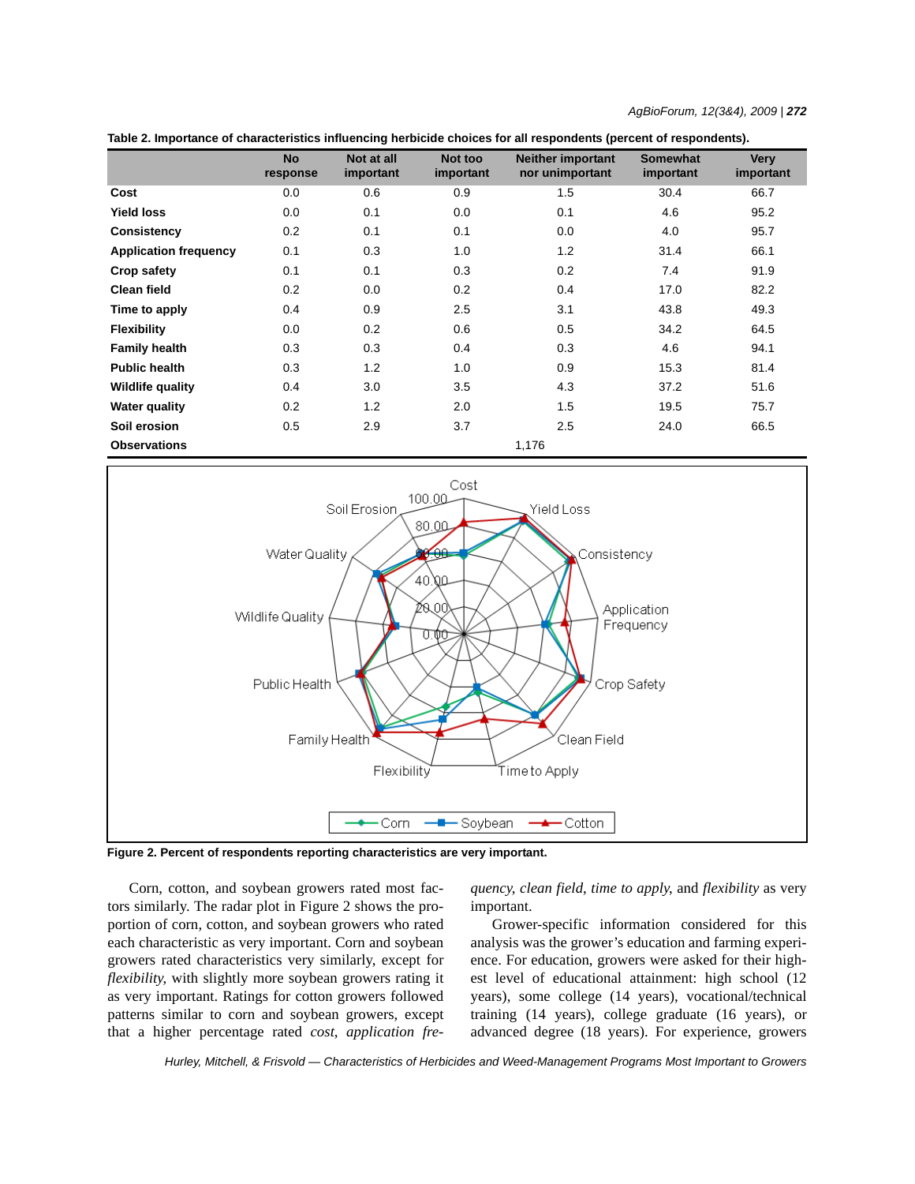Table 2. Importance of characteristics influencing herbicide choices for all respondents (percent of respondents).

| | No response | Not at all important | Not too important | Neither important nor unimportant | Somewhat important | Very important |
|---|---|---|---|---|---|---|
| **Cost** | 0.0 | 0.6 | 0.9 | 1.5 | 30.4 | 66.7 |
| **Yield loss** | 0.0 | 0.1 | 0.0 | 0.1 | 4.6 | 95.2 |
| **Consistency** | 0.2 | 0.1 | 0.1 | 0.0 | 4.0 | 95.7 |
| **Application frequency** | 0.1 | 0.3 | 1.0 | 1.2 | 31.4 | 66.1 |
| **Crop safety** | 0.1 | 0.1 | 0.3 | 0.2 | 7.4 | 91.9 |
| **Clean field** | 0.2 | 0.0 | 0.2 | 0.4 | 17.0 | 82.2 |
| **Time to apply** | 0.4 | 0.9 | 2.5 | 3.1 | 43.8 | 49.3 |
| **Flexibility** | 0.0 | 0.2 | 0.6 | 0.5 | 34.2 | 64.5 |
| **Family health** | 0.3 | 0.3 | 0.4 | 0.3 | 4.6 | 94.1 |
| **Public health** | 0.3 | 1.2 | 1.0 | 0.9 | 15.3 | 81.4 |
| **Wildlife quality** | 0.4 | 3.0 | 3.5 | 4.3 | 37.2 | 51.6 |
| **Water quality** | 0.2 | 1.2 | 2.0 | 1.5 | 19.5 | 75.7 |
| **Soil erosion** | 0.5 | 2.9 | 3.7 | 2.5 | 24.0 | 66.5 |
| **Observations** | | | | 1,176 | | |

Figure 2. Percent of respondents reporting characteristics are very important.

Corn, cotton, and soybean growers rated most factors similarly. The radar plot in Figure 2 shows the proportion of corn, cotton, and soybean growers who rated each characteristic as very important. Corn and soybean growers rated characteristics very similarly, except for *flexibility*, with slightly more soybean growers rating it as very important. Ratings for cotton growers followed patterns similar to corn and soybean growers, except that a higher percentage rated *cost*, *application frequency*, *clean field*, *time to apply*, and *flexibility* as very important.

Grower-specific information considered for this analysis was the grower's education and farming experience. For education, growers were asked for their highest level of educational attainment: high school (12 years), some college (14 years), vocational/technical training (14 years), college graduate (16 years), or advanced degree (18 years). For experience, growers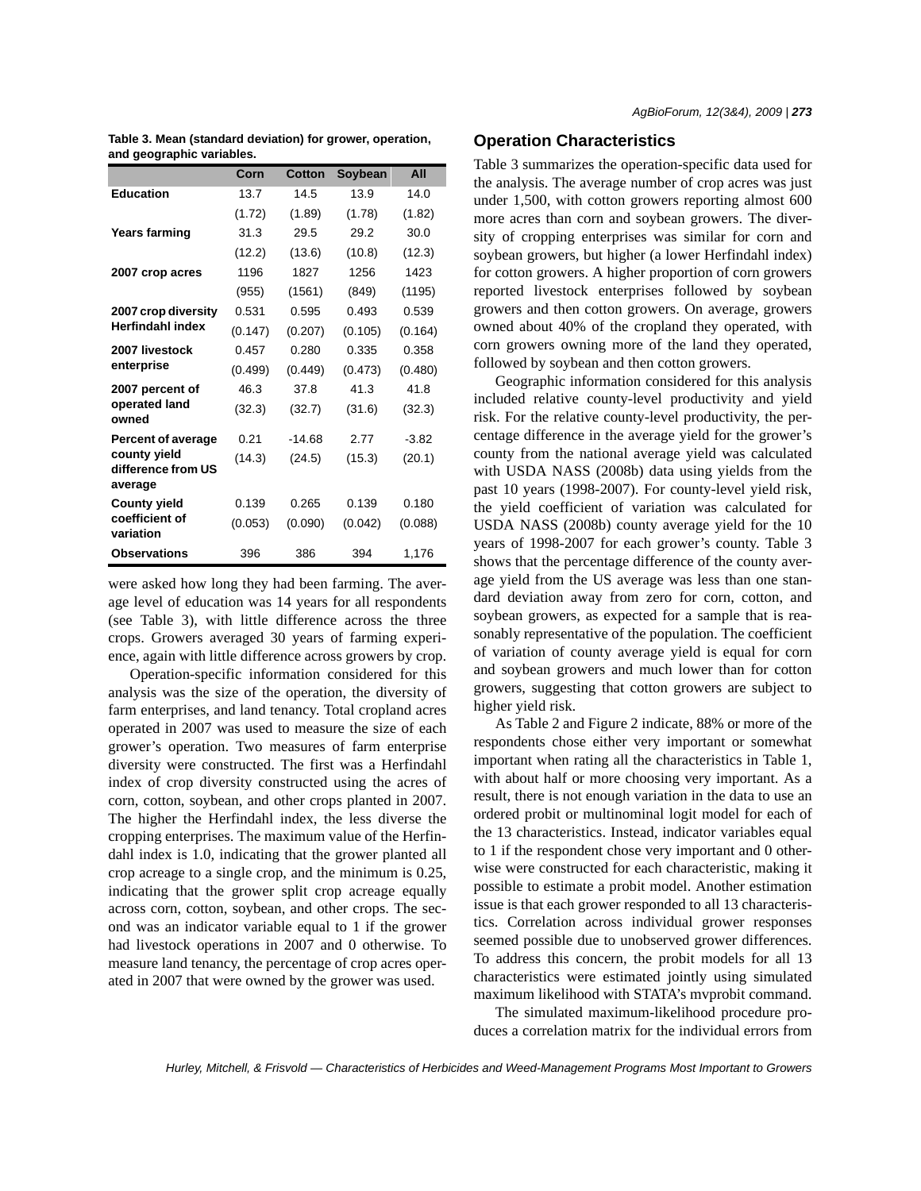**Table 3. Mean (standard deviation) for grower, operation, and geographic variables.**

| | Corn | Cotton | Soybean | All |
|---|---|---|---|---|
| **Education** | 13.7 | 14.5 | 13.9 | 14.0 |
| | (1.72) | (1.89) | (1.78) | (1.82) |
| **Years farming** | 31.3 | 29.5 | 29.2 | 30.0 |
| | (12.2) | (13.6) | (10.8) | (12.3) |
| **2007 crop acres** | 1196 | 1827 | 1256 | 1423 |
| | (955) | (1561) | (849) | (1195) |
| **2007 crop diversity Herfindahl index** | 0.531 | 0.595 | 0.493 | 0.539 |
| | (0.147) | (0.207) | (0.105) | (0.164) |
| **2007 livestock enterprise** | 0.457 | 0.280 | 0.335 | 0.358 |
| | (0.499) | (0.449) | (0.473) | (0.480) |
| **2007 percent of operated land owned** | 46.3 | 37.8 | 41.3 | 41.8 |
| | (32.3) | (32.7) | (31.6) | (32.3) |
| **Percent of average county yield difference from US average** | 0.21 | -14.68 | 2.77 | -3.82 |
| | (14.3) | (24.5) | (15.3) | (20.1) |
| **County yield coefficient of variation** | 0.139 | 0.265 | 0.139 | 0.180 |
| | (0.053) | (0.090) | (0.042) | (0.088) |
| **Observations** | 396 | 386 | 394 | 1,176 |

were asked how long they had been farming. The average level of education was 14 years for all respondents (see Table 3), with little difference across the three crops. Growers averaged 30 years of farming experience, again with little difference across growers by crop.

Operation-specific information considered for this analysis was the size of the operation, the diversity of farm enterprises, and land tenancy. Total cropland acres operated in 2007 was used to measure the size of each grower's operation. Two measures of farm enterprise diversity were constructed. The first was a Herfindahl index of crop diversity constructed using the acres of corn, cotton, soybean, and other crops planted in 2007. The higher the Herfindahl index, the less diverse the cropping enterprises. The maximum value of the Herfindahl index is 1.0, indicating that the grower planted all crop acreage to a single crop, and the minimum is 0.25, indicating that the grower split crop acreage equally across corn, cotton, soybean, and other crops. The second was an indicator variable equal to 1 if the grower had livestock operations in 2007 and 0 otherwise. To measure land tenancy, the percentage of crop acres operated in 2007 that were owned by the grower was used.

## Operation Characteristics

Table 3 summarizes the operation-specific data used for the analysis. The average number of crop acres was just under 1,500, with cotton growers reporting almost 600 more acres than corn and soybean growers. The diversity of cropping enterprises was similar for corn and soybean growers, but higher (a lower Herfindahl index) for cotton growers. A higher proportion of corn growers reported livestock enterprises followed by soybean growers and then cotton growers. On average, growers owned about 40% of the cropland they operated, with corn growers owning more of the land they operated, followed by soybean and then cotton growers.

Geographic information considered for this analysis included relative county-level productivity and yield risk. For the relative county-level productivity, the percentage difference in the average yield for the grower's county from the national average yield was calculated with USDA NASS (2008b) data using yields from the past 10 years (1998-2007). For county-level yield risk, the yield coefficient of variation was calculated for USDA NASS (2008b) county average yield for the 10 years of 1998-2007 for each grower's county. Table 3 shows that the percentage difference of the county average yield from the US average was less than one standard deviation away from zero for corn, cotton, and soybean growers, as expected for a sample that is reasonably representative of the population. The coefficient of variation of county average yield is equal for corn and soybean growers and much lower than for cotton growers, suggesting that cotton growers are subject to higher yield risk.

As Table 2 and Figure 2 indicate, 88% or more of the respondents chose either very important or somewhat important when rating all the characteristics in Table 1, with about half or more choosing very important. As a result, there is not enough variation in the data to use an ordered probit or multinominal logit model for each of the 13 characteristics. Instead, indicator variables equal to 1 if the respondent chose very important and 0 otherwise were constructed for each characteristic, making it possible to estimate a probit model. Another estimation issue is that each grower responded to all 13 characteristics. Correlation across individual grower responses seemed possible due to unobserved grower differences. To address this concern, the probit models for all 13 characteristics were estimated jointly using simulated maximum likelihood with STATA's mvprobit command.

The simulated maximum-likelihood procedure produces a correlation matrix for the individual errors from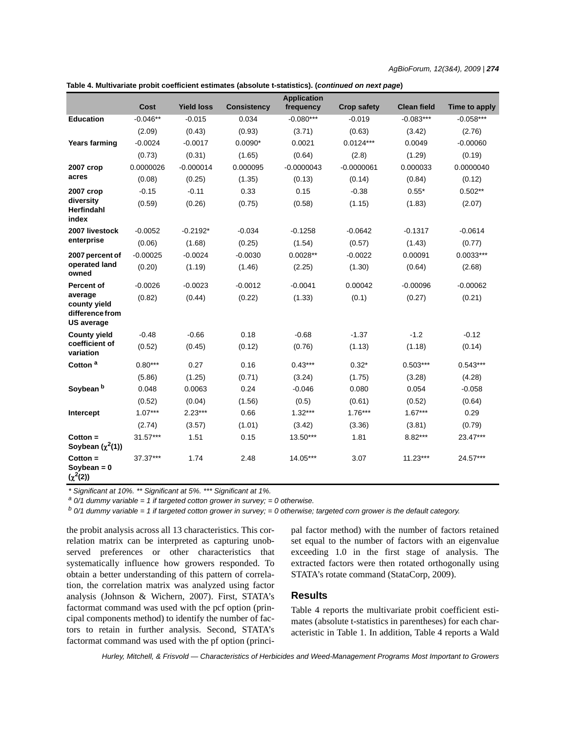**Table 4. Multivariate probit coefficient estimates (absolute t-statistics). (*continued on next page*)**

| | Cost | Yield loss | Consistency | Application frequency | Crop safety | Clean field | Time to apply |
|---|---|---|---|---|---|---|---|
| **Education** | -0.046** | -0.015 | 0.034 | -0.080*** | -0.019 | -0.083*** | -0.058*** |
| | (2.09) | (0.43) | (0.93) | (3.71) | (0.63) | (3.42) | (2.76) |
| **Years farming** | -0.0024 | -0.0017 | 0.0090* | 0.0021 | 0.0124*** | 0.0049 | -0.00060 |
| | (0.73) | (0.31) | (1.65) | (0.64) | (2.8) | (1.29) | (0.19) |
| **2007 crop acres** | 0.0000026 | -0.000014 | 0.000095 | -0.0000043 | -0.0000061 | 0.000033 | 0.0000040 |
| | (0.08) | (0.25) | (1.35) | (0.13) | (0.14) | (0.84) | (0.12) |
| **2007 crop diversity Herfindahl index** | -0.15 | -0.11 | 0.33 | 0.15 | -0.38 | 0.55* | 0.502** |
| | (0.59) | (0.26) | (0.75) | (0.58) | (1.15) | (1.83) | (2.07) |
| **2007 livestock enterprise** | -0.0052 | -0.2192* | -0.034 | -0.1258 | -0.0642 | -0.1317 | -0.0614 |
| | (0.06) | (1.68) | (0.25) | (1.54) | (0.57) | (1.43) | (0.77) |
| **2007 percent of operated land owned** | -0.00025 | -0.0024 | -0.0030 | 0.0028** | -0.0022 | 0.00091 | 0.0033*** |
| | (0.20) | (1.19) | (1.46) | (2.25) | (1.30) | (0.64) | (2.68) |
| **Percent of average county yield difference from US average** | -0.0026 | -0.0023 | -0.0012 | -0.0041 | 0.00042 | -0.00096 | -0.00062 |
| | (0.82) | (0.44) | (0.22) | (1.33) | (0.1) | (0.27) | (0.21) |
| **County yield coefficient of variation** | -0.48 | -0.66 | 0.18 | -0.68 | -1.37 | -1.2 | -0.12 |
| | (0.52) | (0.45) | (0.12) | (0.76) | (1.13) | (1.18) | (0.14) |
| **Cotton [a]** | 0.80*** | 0.27 | 0.16 | 0.43*** | 0.32* | 0.503*** | 0.543*** |
| | (5.86) | (1.25) | (0.71) | (3.24) | (1.75) | (3.28) | (4.28) |
| **Soybean [b]** | 0.048 | 0.0063 | 0.24 | -0.046 | 0.080 | 0.054 | -0.058 |
| | (0.52) | (0.04) | (1.56) | (0.5) | (0.61) | (0.52) | (0.64) |
| **Intercept** | 1.07*** | 2.23*** | 0.66 | 1.32*** | 1.76*** | 1.67*** | 0.29 |
| | (2.74) | (3.57) | (1.01) | (3.42) | (3.36) | (3.81) | (0.79) |
| **Cotton = Soybean ($\chi^2(1)$)** | 31.57*** | 1.51 | 0.15 | 13.50*** | 1.81 | 8.82*** | 23.47*** |
| **Cotton = Soybean = 0 ($\chi^2(2)$)** | 37.37*** | 1.74 | 2.48 | 14.05*** | 3.07 | 11.23*** | 24.57*** |

*\* Significant at 10%. \*\* Significant at 5%. \*\*\* Significant at 1%.*

*[a] 0/1 dummy variable = 1 if targeted cotton grower in survey; = 0 otherwise.*

*[b] 0/1 dummy variable = 1 if targeted cotton grower in survey; = 0 otherwise; targeted corn grower is the default category.*

the probit analysis across all 13 characteristics. This correlation matrix can be interpreted as capturing unobserved preferences or other characteristics that systematically influence how growers responded. To obtain a better understanding of this pattern of correlation, the correlation matrix was analyzed using factor analysis (Johnson & Wichern, 2007). First, STATA's factormat command was used with the pcf option (principal components method) to identify the number of factors to retain in further analysis. Second, STATA's factormat command was used with the pf option (principal factor method) with the number of factors retained set equal to the number of factors with an eigenvalue exceeding 1.0 in the first stage of analysis. The extracted factors were then rotated orthogonally using STATA's rotate command (StataCorp, 2009).

## Results

Table 4 reports the multivariate probit coefficient estimates (absolute t-statistics in parentheses) for each characteristic in Table 1. In addition, Table 4 reports a Wald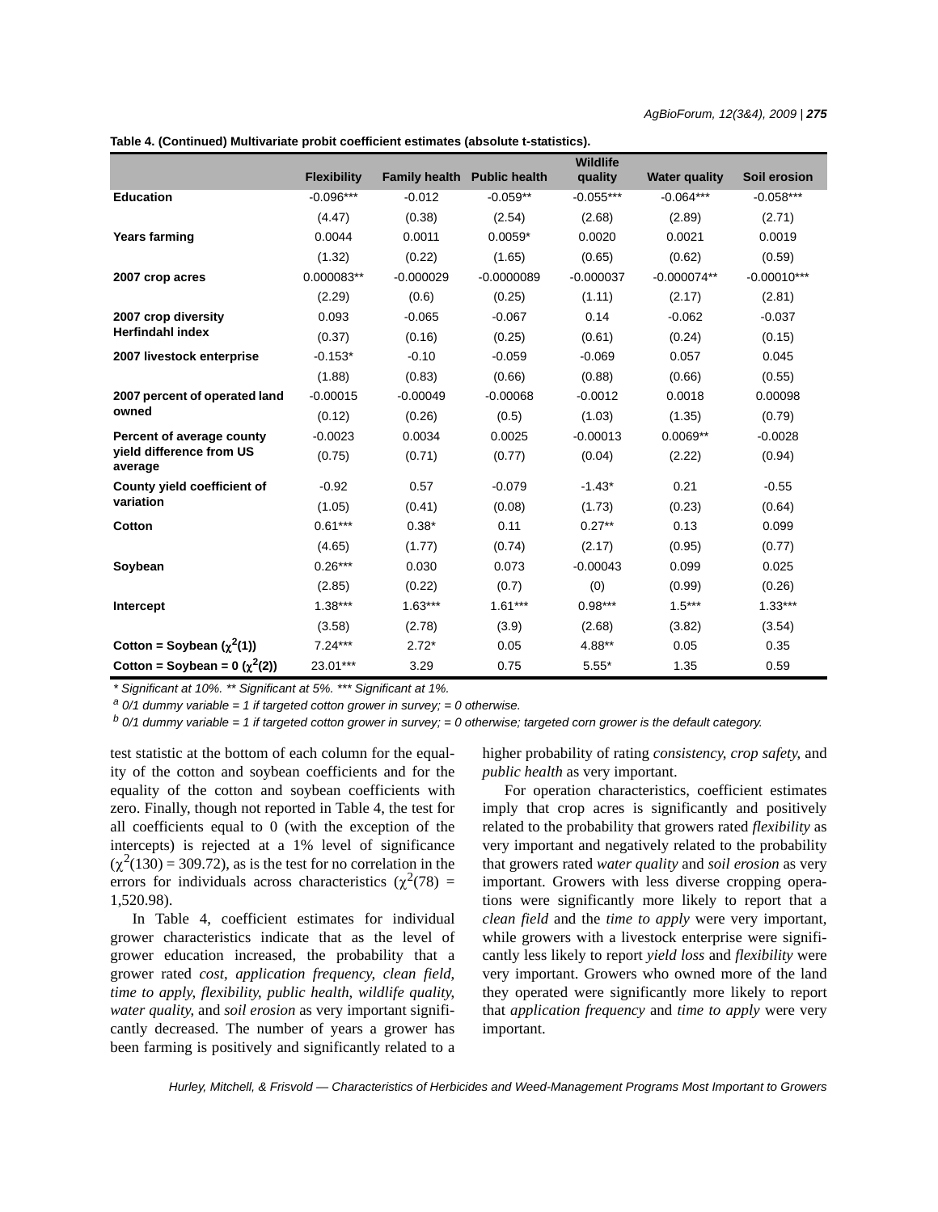**Table 4. (Continued) Multivariate probit coefficient estimates (absolute t-statistics).**

| | Flexibility | Family health | Public health | Wildlife quality | Water quality | Soil erosion |
|---|---|---|---|---|---|---|
| **Education** | -0.096*** | -0.012 | -0.059** | -0.055*** | -0.064*** | -0.058*** |
| | (4.47) | (0.38) | (2.54) | (2.68) | (2.89) | (2.71) |
| **Years farming** | 0.0044 | 0.0011 | 0.0059* | 0.0020 | 0.0021 | 0.0019 |
| | (1.32) | (0.22) | (1.65) | (0.65) | (0.62) | (0.59) |
| **2007 crop acres** | 0.000083** | -0.000029 | -0.0000089 | -0.000037 | -0.000074** | -0.00010*** |
| | (2.29) | (0.6) | (0.25) | (1.11) | (2.17) | (2.81) |
| **2007 crop diversity Herfindahl index** | 0.093 | -0.065 | -0.067 | 0.14 | -0.062 | -0.037 |
| | (0.37) | (0.16) | (0.25) | (0.61) | (0.24) | (0.15) |
| **2007 livestock enterprise** | -0.153* | -0.10 | -0.059 | -0.069 | 0.057 | 0.045 |
| | (1.88) | (0.83) | (0.66) | (0.88) | (0.66) | (0.55) |
| **2007 percent of operated land owned** | -0.00015 | -0.00049 | -0.00068 | -0.0012 | 0.0018 | 0.00098 |
| | (0.12) | (0.26) | (0.5) | (1.03) | (1.35) | (0.79) |
| **Percent of average county yield difference from US average** | -0.0023 | 0.0034 | 0.0025 | -0.00013 | 0.0069** | -0.0028 |
| | (0.75) | (0.71) | (0.77) | (0.04) | (2.22) | (0.94) |
| **County yield coefficient of variation** | -0.92 | 0.57 | -0.079 | -1.43* | 0.21 | -0.55 |
| | (1.05) | (0.41) | (0.08) | (1.73) | (0.23) | (0.64) |
| **Cotton** | 0.61*** | 0.38* | 0.11 | 0.27** | 0.13 | 0.099 |
| | (4.65) | (1.77) | (0.74) | (2.17) | (0.95) | (0.77) |
| **Soybean** | 0.26*** | 0.030 | 0.073 | -0.00043 | 0.099 | 0.025 |
| | (2.85) | (0.22) | (0.7) | (0) | (0.99) | (0.26) |
| **Intercept** | 1.38*** | 1.63*** | 1.61*** | 0.98*** | 1.5*** | 1.33*** |
| | (3.58) | (2.78) | (3.9) | (2.68) | (3.82) | (3.54) |
| **Cotton = Soybean ($\chi^2(1)$)** | 7.24*** | 2.72* | 0.05 | 4.88** | 0.05 | 0.35 |
| **Cotton = Soybean = 0 ($\chi^2(2)$)** | 23.01*** | 3.29 | 0.75 | 5.55* | 1.35 | 0.59 |

*\* Significant at 10%. \*\* Significant at 5%. \*\*\* Significant at 1%.*

*[a] 0/1 dummy variable = 1 if targeted cotton grower in survey; = 0 otherwise.*

*[b] 0/1 dummy variable = 1 if targeted cotton grower in survey; = 0 otherwise; targeted corn grower is the default category.*

test statistic at the bottom of each column for the equality of the cotton and soybean coefficients and for the equality of the cotton and soybean coefficients with zero. Finally, though not reported in Table 4, the test for all coefficients equal to 0 (with the exception of the intercepts) is rejected at a 1% level of significance ($\chi^2(130) = 309.72$), as is the test for no correlation in the errors for individuals across characteristics ($\chi^2(78) = 1{,}520.98$).

In Table 4, coefficient estimates for individual grower characteristics indicate that as the level of grower education increased, the probability that a grower rated *cost*, *application frequency*, *clean field*, *time to apply*, *flexibility*, *public health*, *wildlife quality*, *water quality*, and *soil erosion* as very important significantly decreased. The number of years a grower has been farming is positively and significantly related to a higher probability of rating *consistency*, *crop safety*, and *public health* as very important.

For operation characteristics, coefficient estimates imply that crop acres is significantly and positively related to the probability that growers rated *flexibility* as very important and negatively related to the probability that growers rated *water quality* and *soil erosion* as very important. Growers with less diverse cropping operations were significantly more likely to report that a *clean field* and the *time to apply* were very important, while growers with a livestock enterprise were significantly less likely to report *yield loss* and *flexibility* were very important. Growers who owned more of the land they operated were significantly more likely to report that *application frequency* and *time to apply* were very important.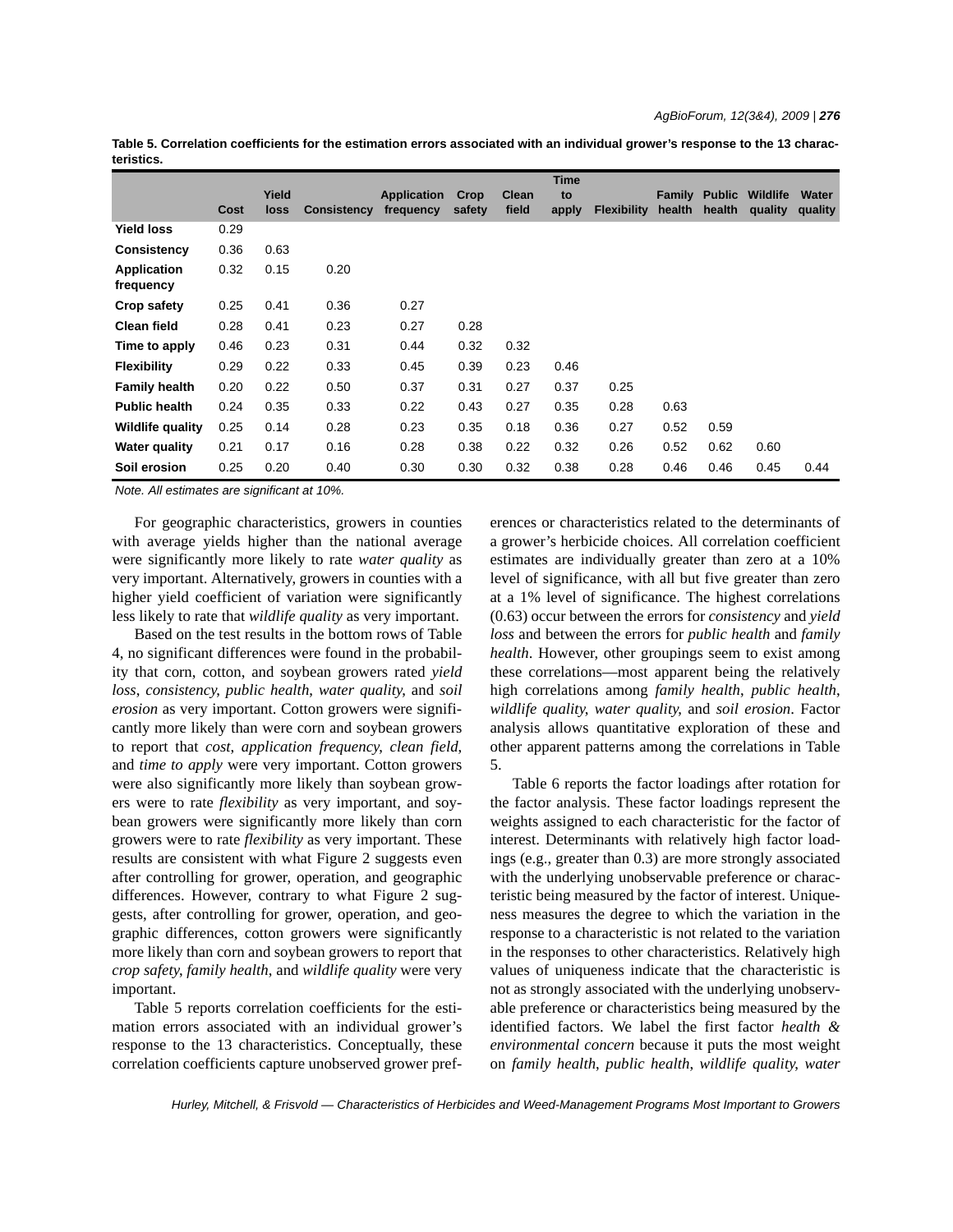**Table 5. Correlation coefficients for the estimation errors associated with an individual grower's response to the 13 characteristics.**

| | Cost | Yield loss | Consistency | Application frequency | Crop safety | Clean field | Time to apply | Flexibility | Family health | Public health | Wildlife quality | Water quality |
|---|---|---|---|---|---|---|---|---|---|---|---|---|
| **Yield loss** | 0.29 | | | | | | | | | | | |
| **Consistency** | 0.36 | 0.63 | | | | | | | | | | |
| **Application frequency** | 0.32 | 0.15 | 0.20 | | | | | | | | | |
| **Crop safety** | 0.25 | 0.41 | 0.36 | 0.27 | | | | | | | | |
| **Clean field** | 0.28 | 0.41 | 0.23 | 0.27 | 0.28 | | | | | | | |
| **Time to apply** | 0.46 | 0.23 | 0.31 | 0.44 | 0.32 | 0.32 | | | | | | |
| **Flexibility** | 0.29 | 0.22 | 0.33 | 0.45 | 0.39 | 0.23 | 0.46 | | | | | |
| **Family health** | 0.20 | 0.22 | 0.50 | 0.37 | 0.31 | 0.27 | 0.37 | 0.25 | | | | |
| **Public health** | 0.24 | 0.35 | 0.33 | 0.22 | 0.43 | 0.27 | 0.35 | 0.28 | 0.63 | | | |
| **Wildlife quality** | 0.25 | 0.14 | 0.28 | 0.23 | 0.35 | 0.18 | 0.36 | 0.27 | 0.52 | 0.59 | | |
| **Water quality** | 0.21 | 0.17 | 0.16 | 0.28 | 0.38 | 0.22 | 0.32 | 0.26 | 0.52 | 0.62 | 0.60 | |
| **Soil erosion** | 0.25 | 0.20 | 0.40 | 0.30 | 0.30 | 0.32 | 0.38 | 0.28 | 0.46 | 0.46 | 0.45 | 0.44 |

*Note. All estimates are significant at 10%.*

For geographic characteristics, growers in counties with average yields higher than the national average were significantly more likely to rate *water quality* as very important. Alternatively, growers in counties with a higher yield coefficient of variation were significantly less likely to rate that *wildlife quality* as very important.

Based on the test results in the bottom rows of Table 4, no significant differences were found in the probability that corn, cotton, and soybean growers rated *yield loss*, *consistency*, *public health*, *water quality*, and *soil erosion* as very important. Cotton growers were significantly more likely than were corn and soybean growers to report that *cost*, *application frequency*, *clean field*, and *time to apply* were very important. Cotton growers were also significantly more likely than soybean growers were to rate *flexibility* as very important, and soybean growers were significantly more likely than corn growers were to rate *flexibility* as very important. These results are consistent with what Figure 2 suggests even after controlling for grower, operation, and geographic differences. However, contrary to what Figure 2 suggests, after controlling for grower, operation, and geographic differences, cotton growers were significantly more likely than corn and soybean growers to report that *crop safety*, *family health*, and *wildlife quality* were very important.

Table 5 reports correlation coefficients for the estimation errors associated with an individual grower's response to the 13 characteristics. Conceptually, these correlation coefficients capture unobserved grower preferences or characteristics related to the determinants of a grower's herbicide choices. All correlation coefficient estimates are individually greater than zero at a 10% level of significance, with all but five greater than zero at a 1% level of significance. The highest correlations (0.63) occur between the errors for *consistency* and *yield loss* and between the errors for *public health* and *family health*. However, other groupings seem to exist among these correlations—most apparent being the relatively high correlations among *family health*, *public health*, *wildlife quality*, *water quality*, and *soil erosion*. Factor analysis allows quantitative exploration of these and other apparent patterns among the correlations in Table 5.

Table 6 reports the factor loadings after rotation for the factor analysis. These factor loadings represent the weights assigned to each characteristic for the factor of interest. Determinants with relatively high factor loadings (e.g., greater than 0.3) are more strongly associated with the underlying unobservable preference or characteristic being measured by the factor of interest. Uniqueness measures the degree to which the variation in the response to a characteristic is not related to the variation in the responses to other characteristics. Relatively high values of uniqueness indicate that the characteristic is not as strongly associated with the underlying unobservable preference or characteristics being measured by the identified factors. We label the first factor *health & environmental concern* because it puts the most weight on *family health*, *public health*, *wildlife quality*, *water*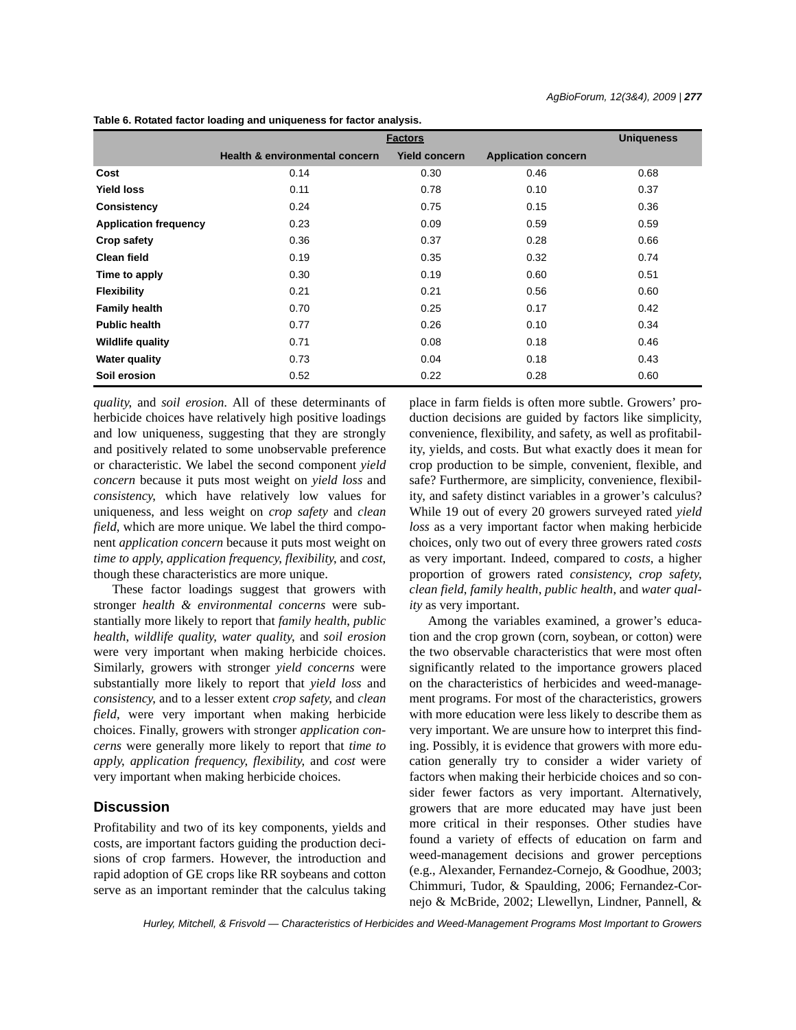**Table 6. Rotated factor loading and uniqueness for factor analysis.**

| | Factors | | | Uniqueness |
|---|---|---|---|---|
| | Health & environmental concern | Yield concern | Application concern | |
| **Cost** | 0.14 | 0.30 | 0.46 | 0.68 |
| **Yield loss** | 0.11 | 0.78 | 0.10 | 0.37 |
| **Consistency** | 0.24 | 0.75 | 0.15 | 0.36 |
| **Application frequency** | 0.23 | 0.09 | 0.59 | 0.59 |
| **Crop safety** | 0.36 | 0.37 | 0.28 | 0.66 |
| **Clean field** | 0.19 | 0.35 | 0.32 | 0.74 |
| **Time to apply** | 0.30 | 0.19 | 0.60 | 0.51 |
| **Flexibility** | 0.21 | 0.21 | 0.56 | 0.60 |
| **Family health** | 0.70 | 0.25 | 0.17 | 0.42 |
| **Public health** | 0.77 | 0.26 | 0.10 | 0.34 |
| **Wildlife quality** | 0.71 | 0.08 | 0.18 | 0.46 |
| **Water quality** | 0.73 | 0.04 | 0.18 | 0.43 |
| **Soil erosion** | 0.52 | 0.22 | 0.28 | 0.60 |

*quality*, and *soil erosion*. All of these determinants of herbicide choices have relatively high positive loadings and low uniqueness, suggesting that they are strongly and positively related to some unobservable preference or characteristic. We label the second component *yield concern* because it puts most weight on *yield loss* and *consistency*, which have relatively low values for uniqueness, and less weight on *crop safety* and *clean field*, which are more unique. We label the third component *application concern* because it puts most weight on *time to apply*, *application frequency*, *flexibility*, and *cost*, though these characteristics are more unique.

These factor loadings suggest that growers with stronger *health & environmental concerns* were substantially more likely to report that *family health*, *public health*, *wildlife quality*, *water quality*, and *soil erosion* were very important when making herbicide choices. Similarly, growers with stronger *yield concerns* were substantially more likely to report that *yield loss* and *consistency*, and to a lesser extent *crop safety*, and *clean field*, were very important when making herbicide choices. Finally, growers with stronger *application concerns* were generally more likely to report that *time to apply*, *application frequency*, *flexibility*, and *cost* were very important when making herbicide choices.

## Discussion

Profitability and two of its key components, yields and costs, are important factors guiding the production decisions of crop farmers. However, the introduction and rapid adoption of GE crops like RR soybeans and cotton serve as an important reminder that the calculus taking place in farm fields is often more subtle. Growers' production decisions are guided by factors like simplicity, convenience, flexibility, and safety, as well as profitability, yields, and costs. But what exactly does it mean for crop production to be simple, convenient, flexible, and safe? Furthermore, are simplicity, convenience, flexibility, and safety distinct variables in a grower's calculus? While 19 out of every 20 growers surveyed rated *yield loss* as a very important factor when making herbicide choices, only two out of every three growers rated *costs* as very important. Indeed, compared to *costs*, a higher proportion of growers rated *consistency*, *crop safety*, *clean field*, *family health*, *public health*, and *water quality* as very important.

Among the variables examined, a grower's education and the crop grown (corn, soybean, or cotton) were the two observable characteristics that were most often significantly related to the importance growers placed on the characteristics of herbicides and weed-management programs. For most of the characteristics, growers with more education were less likely to describe them as very important. We are unsure how to interpret this finding. Possibly, it is evidence that growers with more education generally try to consider a wider variety of factors when making their herbicide choices and so consider fewer factors as very important. Alternatively, growers that are more educated may have just been more critical in their responses. Other studies have found a variety of effects of education on farm and weed-management decisions and grower perceptions (e.g., Alexander, Fernandez-Cornejo, & Goodhue, 2003; Chimmuri, Tudor, & Spaulding, 2006; Fernandez-Cornejo & McBride, 2002; Llewellyn, Lindner, Pannell, &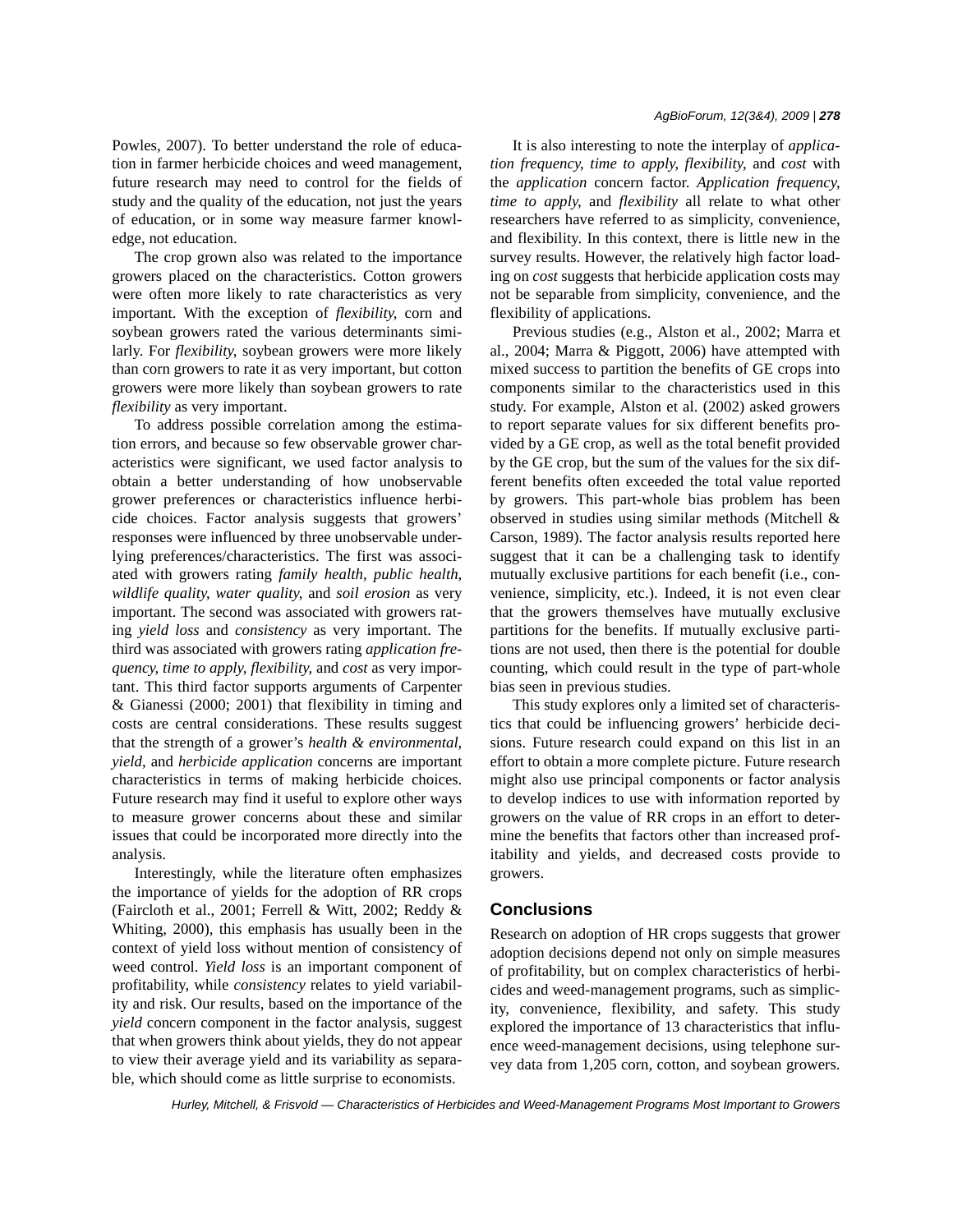Powles, 2007). To better understand the role of education in farmer herbicide choices and weed management, future research may need to control for the fields of study and the quality of the education, not just the years of education, or in some way measure farmer knowledge, not education.

The crop grown also was related to the importance growers placed on the characteristics. Cotton growers were often more likely to rate characteristics as very important. With the exception of *flexibility*, corn and soybean growers rated the various determinants similarly. For *flexibility*, soybean growers were more likely than corn growers to rate it as very important, but cotton growers were more likely than soybean growers to rate *flexibility* as very important.

To address possible correlation among the estimation errors, and because so few observable grower characteristics were significant, we used factor analysis to obtain a better understanding of how unobservable grower preferences or characteristics influence herbicide choices. Factor analysis suggests that growers' responses were influenced by three unobservable underlying preferences/characteristics. The first was associated with growers rating *family health*, *public health*, *wildlife quality*, *water quality*, and *soil erosion* as very important. The second was associated with growers rating *yield loss* and *consistency* as very important. The third was associated with growers rating *application frequency*, *time to apply*, *flexibility*, and *cost* as very important. This third factor supports arguments of Carpenter & Gianessi (2000; 2001) that flexibility in timing and costs are central considerations. These results suggest that the strength of a grower's *health & environmental*, *yield*, and *herbicide application* concerns are important characteristics in terms of making herbicide choices. Future research may find it useful to explore other ways to measure grower concerns about these and similar issues that could be incorporated more directly into the analysis.

Interestingly, while the literature often emphasizes the importance of yields for the adoption of RR crops (Faircloth et al., 2001; Ferrell & Witt, 2002; Reddy & Whiting, 2000), this emphasis has usually been in the context of yield loss without mention of consistency of weed control. *Yield loss* is an important component of profitability, while *consistency* relates to yield variability and risk. Our results, based on the importance of the *yield* concern component in the factor analysis, suggest that when growers think about yields, they do not appear to view their average yield and its variability as separable, which should come as little surprise to economists.

It is also interesting to note the interplay of *application frequency*, *time to apply*, *flexibility*, and *cost* with the *application* concern factor. *Application frequency*, *time to apply*, and *flexibility* all relate to what other researchers have referred to as simplicity, convenience, and flexibility. In this context, there is little new in the survey results. However, the relatively high factor loading on *cost* suggests that herbicide application costs may not be separable from simplicity, convenience, and the flexibility of applications.

Previous studies (e.g., Alston et al., 2002; Marra et al., 2004; Marra & Piggott, 2006) have attempted with mixed success to partition the benefits of GE crops into components similar to the characteristics used in this study. For example, Alston et al. (2002) asked growers to report separate values for six different benefits provided by a GE crop, as well as the total benefit provided by the GE crop, but the sum of the values for the six different benefits often exceeded the total value reported by growers. This part-whole bias problem has been observed in studies using similar methods (Mitchell & Carson, 1989). The factor analysis results reported here suggest that it can be a challenging task to identify mutually exclusive partitions for each benefit (i.e., convenience, simplicity, etc.). Indeed, it is not even clear that the growers themselves have mutually exclusive partitions for the benefits. If mutually exclusive partitions are not used, then there is the potential for double counting, which could result in the type of part-whole bias seen in previous studies.

This study explores only a limited set of characteristics that could be influencing growers' herbicide decisions. Future research could expand on this list in an effort to obtain a more complete picture. Future research might also use principal components or factor analysis to develop indices to use with information reported by growers on the value of RR crops in an effort to determine the benefits that factors other than increased profitability and yields, and decreased costs provide to growers.

## Conclusions

Research on adoption of HR crops suggests that grower adoption decisions depend not only on simple measures of profitability, but on complex characteristics of herbicides and weed-management programs, such as simplicity, convenience, flexibility, and safety. This study explored the importance of 13 characteristics that influence weed-management decisions, using telephone survey data from 1,205 corn, cotton, and soybean growers.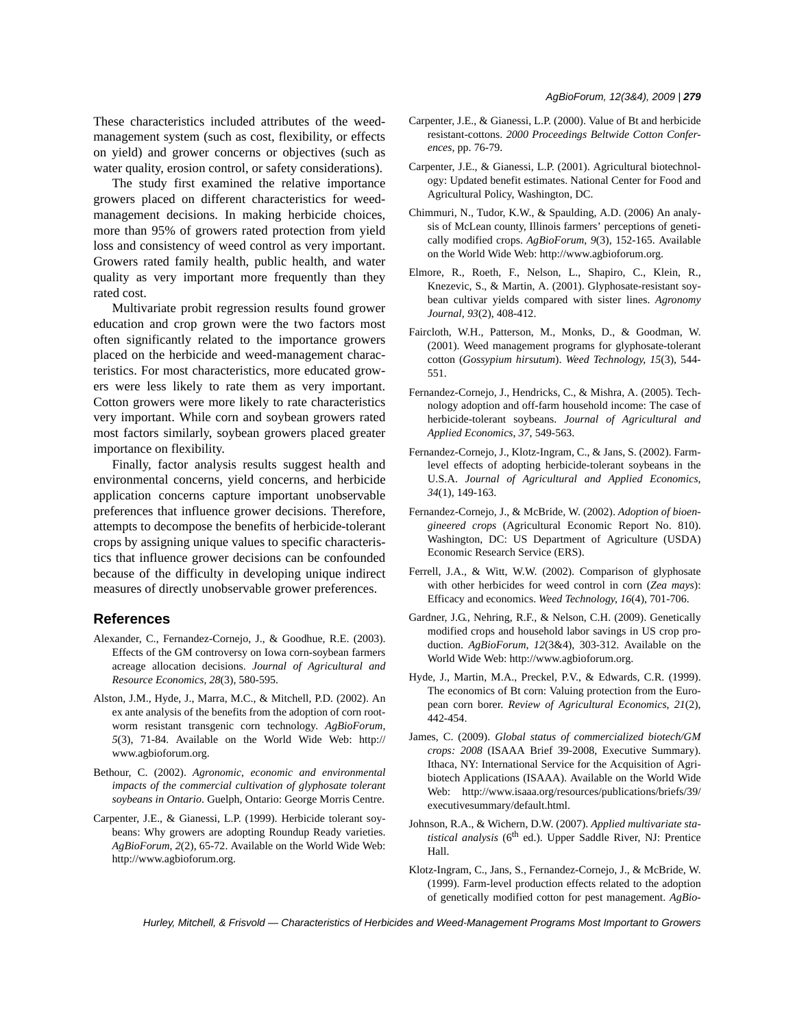These characteristics included attributes of the weed-management system (such as cost, flexibility, or effects on yield) and grower concerns or objectives (such as water quality, erosion control, or safety considerations).

The study first examined the relative importance growers placed on different characteristics for weed-management decisions. In making herbicide choices, more than 95% of growers rated protection from yield loss and consistency of weed control as very important. Growers rated family health, public health, and water quality as very important more frequently than they rated cost.

Multivariate probit regression results found grower education and crop grown were the two factors most often significantly related to the importance growers placed on the herbicide and weed-management characteristics. For most characteristics, more educated growers were less likely to rate them as very important. Cotton growers were more likely to rate characteristics very important. While corn and soybean growers rated most factors similarly, soybean growers placed greater importance on flexibility.

Finally, factor analysis results suggest health and environmental concerns, yield concerns, and herbicide application concerns capture important unobservable preferences that influence grower decisions. Therefore, attempts to decompose the benefits of herbicide-tolerant crops by assigning unique values to specific characteristics that influence grower decisions can be confounded because of the difficulty in developing unique indirect measures of directly unobservable grower preferences.

## References

Alexander, C., Fernandez-Cornejo, J., & Goodhue, R.E. (2003). Effects of the GM controversy on Iowa corn-soybean farmers acreage allocation decisions. *Journal of Agricultural and Resource Economics*, *28*(3), 580-595.

Alston, J.M., Hyde, J., Marra, M.C., & Mitchell, P.D. (2002). An ex ante analysis of the benefits from the adoption of corn rootworm resistant transgenic corn technology. *AgBioForum*, *5*(3), 71-84. Available on the World Wide Web: http://www.agbioforum.org.

Bethour, C. (2002). *Agronomic, economic and environmental impacts of the commercial cultivation of glyphosate tolerant soybeans in Ontario*. Guelph, Ontario: George Morris Centre.

Carpenter, J.E., & Gianessi, L.P. (1999). Herbicide tolerant soybeans: Why growers are adopting Roundup Ready varieties. *AgBioForum*, *2*(2), 65-72. Available on the World Wide Web: http://www.agbioforum.org.

Carpenter, J.E., & Gianessi, L.P. (2000). Value of Bt and herbicide resistant-cottons. *2000 Proceedings Beltwide Cotton Conferences*, pp. 76-79.

Carpenter, J.E., & Gianessi, L.P. (2001). Agricultural biotechnology: Updated benefit estimates. National Center for Food and Agricultural Policy, Washington, DC.

Chimmuri, N., Tudor, K.W., & Spaulding, A.D. (2006) An analysis of McLean county, Illinois farmers' perceptions of genetically modified crops. *AgBioForum*, *9*(3), 152-165. Available on the World Wide Web: http://www.agbioforum.org.

Elmore, R., Roeth, F., Nelson, L., Shapiro, C., Klein, R., Knezevic, S., & Martin, A. (2001). Glyphosate-resistant soybean cultivar yields compared with sister lines. *Agronomy Journal*, *93*(2), 408-412.

Faircloth, W.H., Patterson, M., Monks, D., & Goodman, W. (2001). Weed management programs for glyphosate-tolerant cotton (*Gossypium hirsutum*). *Weed Technology*, *15*(3), 544-551.

Fernandez-Cornejo, J., Hendricks, C., & Mishra, A. (2005). Technology adoption and off-farm household income: The case of herbicide-tolerant soybeans. *Journal of Agricultural and Applied Economics*, *37*, 549-563.

Fernandez-Cornejo, J., Klotz-Ingram, C., & Jans, S. (2002). Farm-level effects of adopting herbicide-tolerant soybeans in the U.S.A. *Journal of Agricultural and Applied Economics*, *34*(1), 149-163.

Fernandez-Cornejo, J., & McBride, W. (2002). *Adoption of bioengineered crops* (Agricultural Economic Report No. 810). Washington, DC: US Department of Agriculture (USDA) Economic Research Service (ERS).

Ferrell, J.A., & Witt, W.W. (2002). Comparison of glyphosate with other herbicides for weed control in corn (*Zea mays*): Efficacy and economics. *Weed Technology*, *16*(4), 701-706.

Gardner, J.G., Nehring, R.F., & Nelson, C.H. (2009). Genetically modified crops and household labor savings in US crop production. *AgBioForum*, *12*(3&4), 303-312. Available on the World Wide Web: http://www.agbioforum.org.

Hyde, J., Martin, M.A., Preckel, P.V., & Edwards, C.R. (1999). The economics of Bt corn: Valuing protection from the European corn borer. *Review of Agricultural Economics*, *21*(2), 442-454.

James, C. (2009). *Global status of commercialized biotech/GM crops: 2008* (ISAAA Brief 39-2008, Executive Summary). Ithaca, NY: International Service for the Acquisition of Agri-biotech Applications (ISAAA). Available on the World Wide Web: http://www.isaaa.org/resources/publications/briefs/39/executivesummary/default.html.

Johnson, R.A., & Wichern, D.W. (2007). *Applied multivariate statistical analysis* (6th ed.). Upper Saddle River, NJ: Prentice Hall.

Klotz-Ingram, C., Jans, S., Fernandez-Cornejo, J., & McBride, W. (1999). Farm-level production effects related to the adoption of genetically modified cotton for pest management. *AgBio-*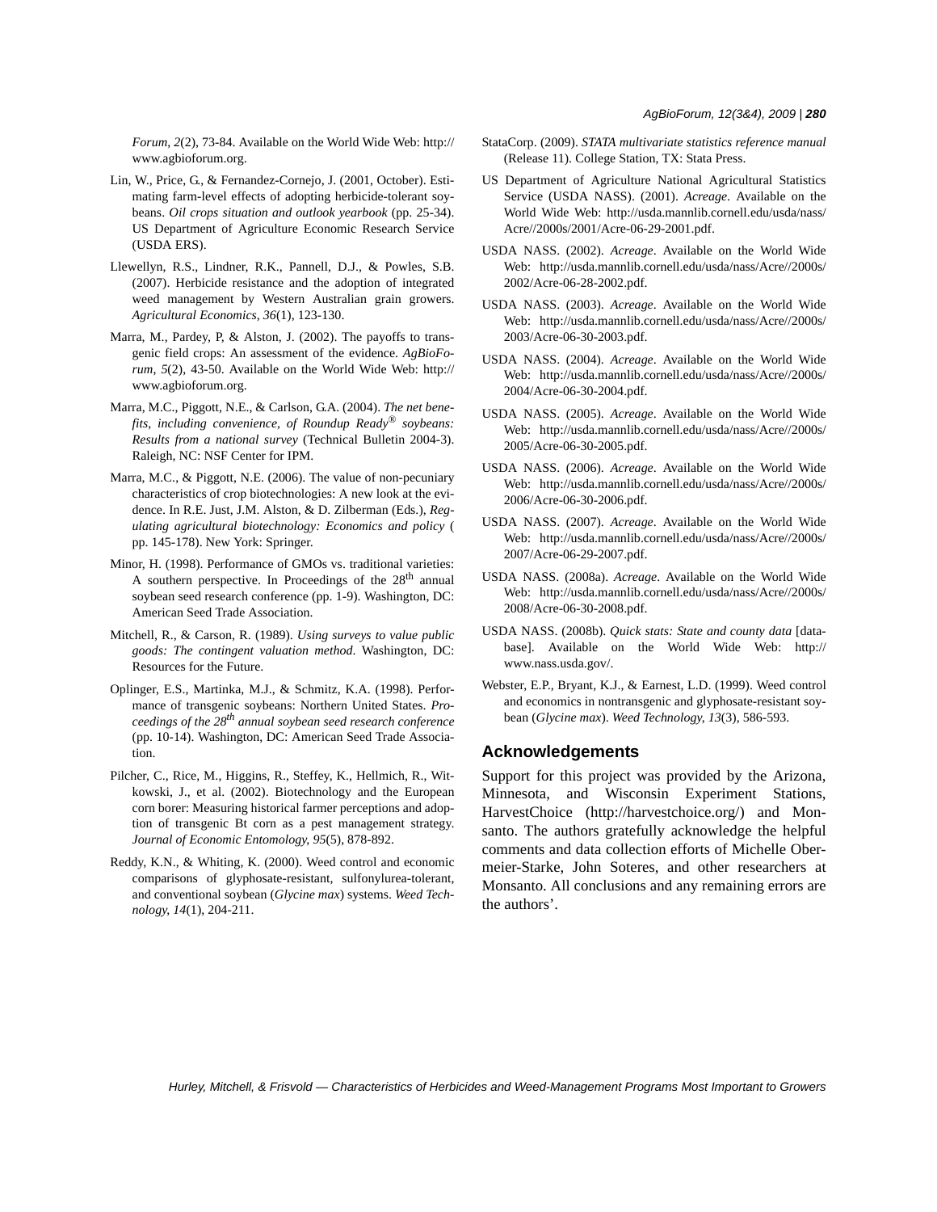*Forum, 2*(2), 73-84. Available on the World Wide Web: http://www.agbioforum.org.

Lin, W., Price, G., & Fernandez-Cornejo, J. (2001, October). Estimating farm-level effects of adopting herbicide-tolerant soybeans. *Oil crops situation and outlook yearbook* (pp. 25-34). US Department of Agriculture Economic Research Service (USDA ERS).

Llewellyn, R.S., Lindner, R.K., Pannell, D.J., & Powles, S.B. (2007). Herbicide resistance and the adoption of integrated weed management by Western Australian grain growers. *Agricultural Economics, 36*(1), 123-130.

Marra, M., Pardey, P, & Alston, J. (2002). The payoffs to transgenic field crops: An assessment of the evidence. *AgBioForum, 5*(2), 43-50. Available on the World Wide Web: http://www.agbioforum.org.

Marra, M.C., Piggott, N.E., & Carlson, G.A. (2004). *The net benefits, including convenience, of Roundup Ready® soybeans: Results from a national survey* (Technical Bulletin 2004-3). Raleigh, NC: NSF Center for IPM.

Marra, M.C., & Piggott, N.E. (2006). The value of non-pecuniary characteristics of crop biotechnologies: A new look at the evidence. In R.E. Just, J.M. Alston, & D. Zilberman (Eds.), *Regulating agricultural biotechnology: Economics and policy* ( pp. 145-178). New York: Springer.

Minor, H. (1998). Performance of GMOs vs. traditional varieties: A southern perspective. In Proceedings of the 28th annual soybean seed research conference (pp. 1-9). Washington, DC: American Seed Trade Association.

Mitchell, R., & Carson, R. (1989). *Using surveys to value public goods: The contingent valuation method*. Washington, DC: Resources for the Future.

Oplinger, E.S., Martinka, M.J., & Schmitz, K.A. (1998). Performance of transgenic soybeans: Northern United States. *Proceedings of the 28th annual soybean seed research conference* (pp. 10-14). Washington, DC: American Seed Trade Association.

Pilcher, C., Rice, M., Higgins, R., Steffey, K., Hellmich, R., Witkowski, J., et al. (2002). Biotechnology and the European corn borer: Measuring historical farmer perceptions and adoption of transgenic Bt corn as a pest management strategy. *Journal of Economic Entomology, 95*(5), 878-892.

Reddy, K.N., & Whiting, K. (2000). Weed control and economic comparisons of glyphosate-resistant, sulfonylurea-tolerant, and conventional soybean (*Glycine max*) systems. *Weed Technology, 14*(1), 204-211.

StataCorp. (2009). *STATA multivariate statistics reference manual* (Release 11). College Station, TX: Stata Press.

US Department of Agriculture National Agricultural Statistics Service (USDA NASS). (2001). *Acreage*. Available on the World Wide Web: http://usda.mannlib.cornell.edu/usda/nass/Acre//2000s/2001/Acre-06-29-2001.pdf.

USDA NASS. (2002). *Acreage*. Available on the World Wide Web: http://usda.mannlib.cornell.edu/usda/nass/Acre//2000s/2002/Acre-06-28-2002.pdf.

USDA NASS. (2003). *Acreage*. Available on the World Wide Web: http://usda.mannlib.cornell.edu/usda/nass/Acre//2000s/2003/Acre-06-30-2003.pdf.

USDA NASS. (2004). *Acreage*. Available on the World Wide Web: http://usda.mannlib.cornell.edu/usda/nass/Acre//2000s/2004/Acre-06-30-2004.pdf.

USDA NASS. (2005). *Acreage*. Available on the World Wide Web: http://usda.mannlib.cornell.edu/usda/nass/Acre//2000s/2005/Acre-06-30-2005.pdf.

USDA NASS. (2006). *Acreage*. Available on the World Wide Web: http://usda.mannlib.cornell.edu/usda/nass/Acre//2000s/2006/Acre-06-30-2006.pdf.

USDA NASS. (2007). *Acreage*. Available on the World Wide Web: http://usda.mannlib.cornell.edu/usda/nass/Acre//2000s/2007/Acre-06-29-2007.pdf.

USDA NASS. (2008a). *Acreage*. Available on the World Wide Web: http://usda.mannlib.cornell.edu/usda/nass/Acre//2000s/2008/Acre-06-30-2008.pdf.

USDA NASS. (2008b). *Quick stats: State and county data* [database]. Available on the World Wide Web: http://www.nass.usda.gov/.

Webster, E.P., Bryant, K.J., & Earnest, L.D. (1999). Weed control and economics in nontransgenic and glyphosate-resistant soybean (*Glycine max*). *Weed Technology, 13*(3), 586-593.

## Acknowledgements

Support for this project was provided by the Arizona, Minnesota, and Wisconsin Experiment Stations, HarvestChoice (http://harvestchoice.org/) and Monsanto. The authors gratefully acknowledge the helpful comments and data collection efforts of Michelle Obermeier-Starke, John Soteres, and other researchers at Monsanto. All conclusions and any remaining errors are the authors'.